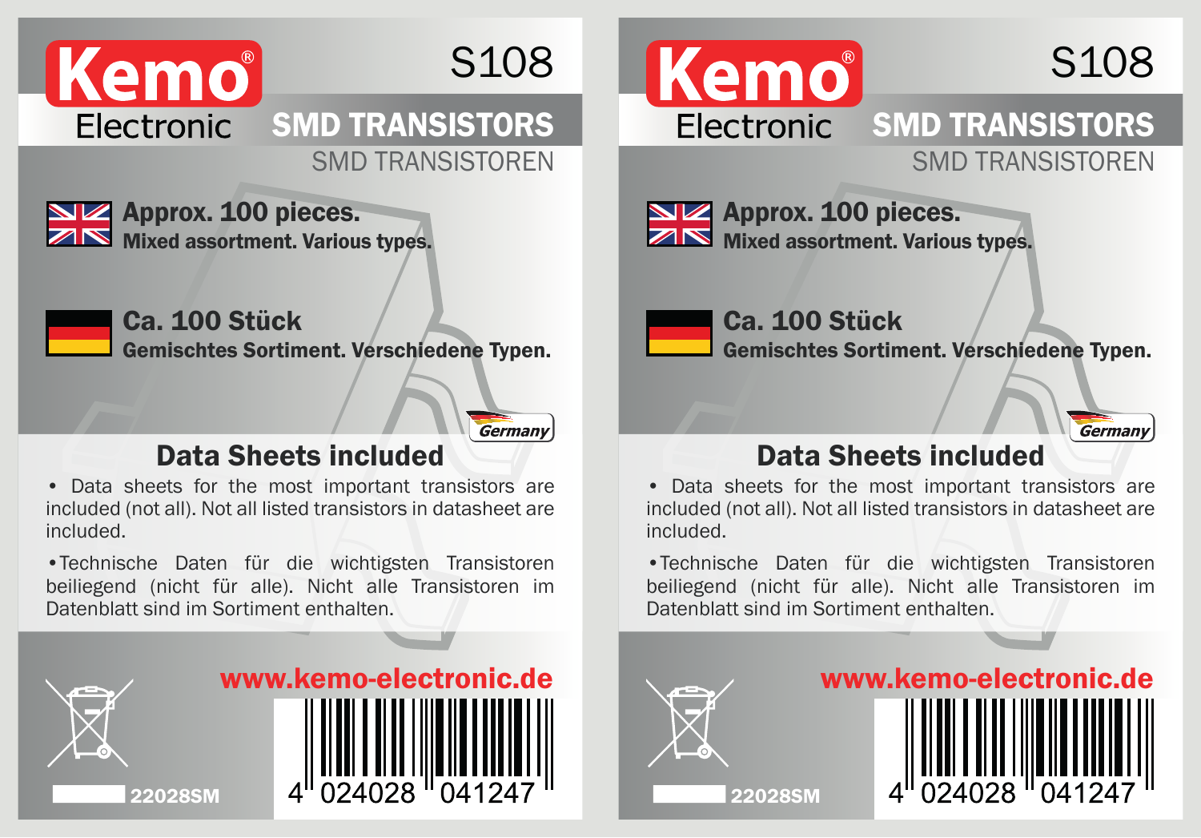# Kemo® Electronic

S108

## SMD TRANSISTORS

SMD TRANSISTOREN

**Approx. 100 pieces.**
**Mixed assortment. Various types.**

**Ca. 100 Stück**
**Gemischtes Sortiment. Verschiedene Typen.**

Germany

## Data Sheets included

- Data sheets for the most important transistors are included (not all). Not all listed transistors in datasheet are included.
- Technische Daten für die wichtigsten Transistoren beiliegend (nicht für alle). Nicht alle Transistoren im Datenblatt sind im Sortiment enthalten.

**www.kemo-electronic.de**

22028SM

4 024028 041247

# Kemo® Electronic

S108

## SMD TRANSISTORS

SMD TRANSISTOREN

**Approx. 100 pieces.**
**Mixed assortment. Various types.**

**Ca. 100 Stück**
**Gemischtes Sortiment. Verschiedene Typen.**

Germany

## Data Sheets included

- Data sheets for the most important transistors are included (not all). Not all listed transistors in datasheet are included.
- Technische Daten für die wichtigsten Transistoren beiliegend (nicht für alle). Nicht alle Transistoren im Datenblatt sind im Sortiment enthalten.

**www.kemo-electronic.de**

22028SM

4 024028 041247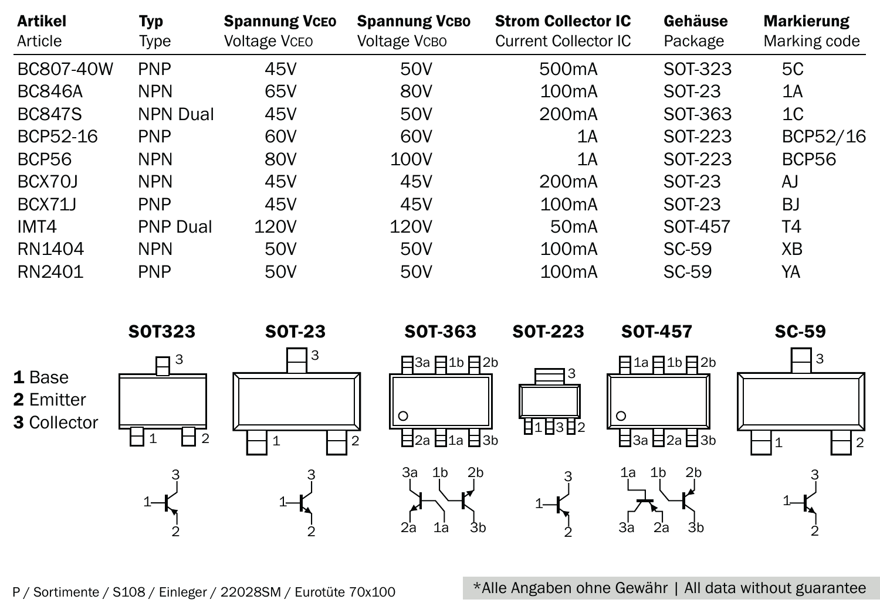| Artikel<br>Article | Typ<br>Type | Spannung VCEO<br>Voltage VCEO | Spannung VCBO<br>Voltage VCBO | Strom Collector IC<br>Current Collector IC | Gehäuse<br>Package | Markierung<br>Marking code |
|---|---|---|---|---|---|---|
| BC807-40W | PNP | 45V | 50V | 500mA | SOT-323 | 5C |
| BC846A | NPN | 65V | 80V | 100mA | SOT-23 | 1A |
| BC847S | NPN Dual | 45V | 50V | 200mA | SOT-363 | 1C |
| BCP52-16 | PNP | 60V | 60V | 1A | SOT-223 | BCP52/16 |
| BCP56 | NPN | 80V | 100V | 1A | SOT-223 | BCP56 |
| BCX70J | NPN | 45V | 45V | 200mA | SOT-23 | AJ |
| BCX71J | PNP | 45V | 45V | 100mA | SOT-23 | BJ |
| IMT4 | PNP Dual | 120V | 120V | 50mA | SOT-457 | T4 |
| RN1404 | NPN | 50V | 50V | 100mA | SC-59 | XB |
| RN2401 | PNP | 50V | 50V | 100mA | SC-59 | YA |

**1** Base
**2** Emitter
**3** Collector

SOT323

SOT-23

SOT-363

SOT-223

SOT-457

SC-59

P / Sortimente / S108 / Einleger / 22028SM / Eurotüte 70x100

*Alle Angaben ohne Gewähr | All data without guarantee